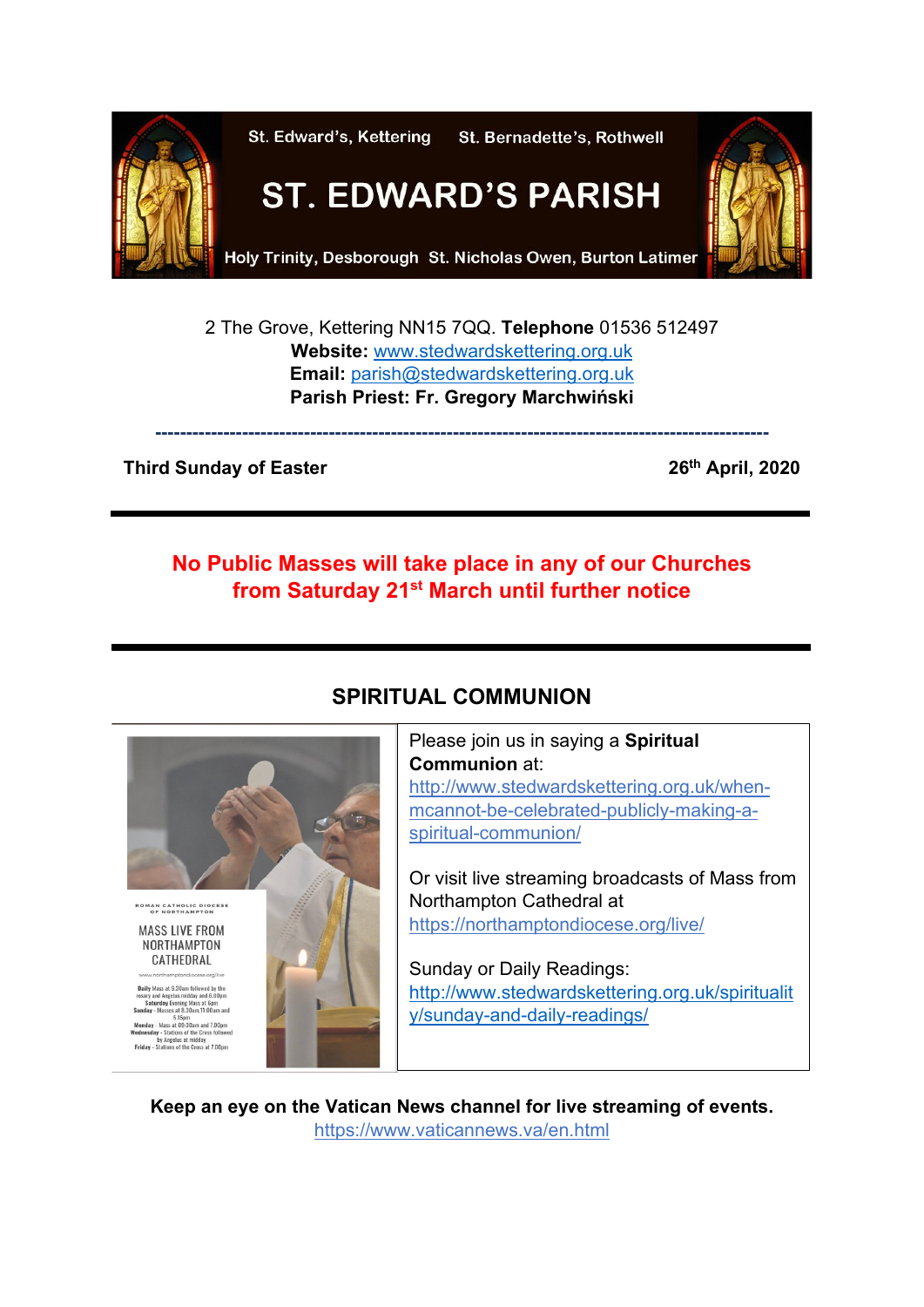St. Edward's, Kettering St. Bernadette's, Rothwell

# ST. EDWARD'S PARISH

Holy Trinity, Desborough St. Nicholas Owen, Burton Latimer

2 The Grove, Kettering NN15 7QQ. **Telephone** 01536 512497
**Website:** www.stedwardskettering.org.uk
**Email:** parish@stedwardskettering.org.uk
**Parish Priest: Fr. Gregory Marchwiński**

---

**Third Sunday of Easter** **26th April, 2020**

---

**No Public Masses will take place in any of our Churches from Saturday 21st March until further notice**

---

## SPIRITUAL COMMUNION

ROMAN CATHOLIC DIOCESE OF NORTHAMPTON

MASS LIVE FROM NORTHAMPTON CATHEDRAL

www.northamptondiocese.org/live

**Daily** Mass at 9.30am followed by the rosary and Angelus midday and 6.00pm
**Saturday** Evening Mass at 6pm
**Sunday** - Masses at 8.30am, 11.00am and 5.15pm
**Monday** - Mass at 09:30am and 7.00pm
**Wednesday** - Stations of the Cross followed by Angelus at midday
**Friday** - Stations of the Cross at 7.00pm

Please join us in saying a **Spiritual Communion** at: http://www.stedwardskettering.org.uk/when-mcannot-be-celebrated-publicly-making-a-spiritual-communion/

Or visit live streaming broadcasts of Mass from Northampton Cathedral at https://northamptondiocese.org/live/

Sunday or Daily Readings: http://www.stedwardskettering.org.uk/spirituality/sunday-and-daily-readings/

**Keep an eye on the Vatican News channel for live streaming of events.**
https://www.vaticannews.va/en.html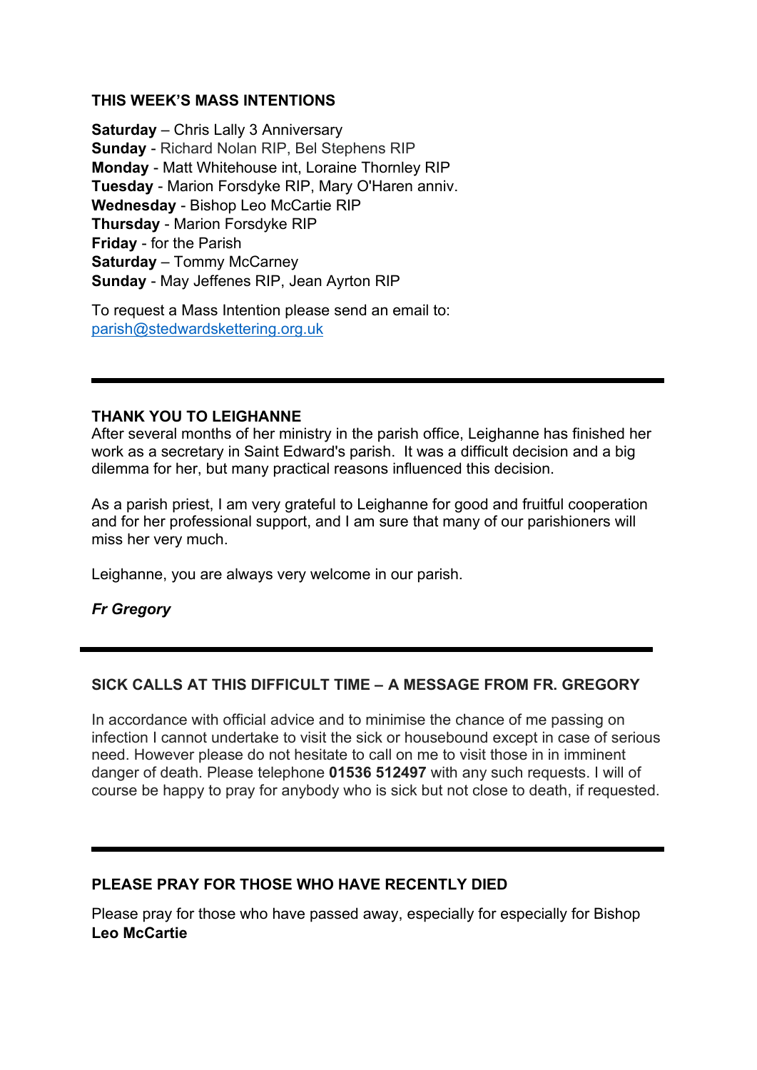## THIS WEEK'S MASS INTENTIONS

**Saturday** – Chris Lally 3 Anniversary
**Sunday** - Richard Nolan RIP, Bel Stephens RIP
**Monday** - Matt Whitehouse int, Loraine Thornley RIP
**Tuesday** - Marion Forsdyke RIP, Mary O'Haren anniv.
**Wednesday** - Bishop Leo McCartie RIP
**Thursday** - Marion Forsdyke RIP
**Friday** - for the Parish
**Saturday** – Tommy McCarney
**Sunday** - May Jeffenes RIP, Jean Ayrton RIP

To request a Mass Intention please send an email to: parish@stedwardskettering.org.uk

---

## THANK YOU TO LEIGHANNE

After several months of her ministry in the parish office, Leighanne has finished her work as a secretary in Saint Edward's parish. It was a difficult decision and a big dilemma for her, but many practical reasons influenced this decision.

As a parish priest, I am very grateful to Leighanne for good and fruitful cooperation and for her professional support, and I am sure that many of our parishioners will miss her very much.

Leighanne, you are always very welcome in our parish.

***Fr Gregory***

---

## SICK CALLS AT THIS DIFFICULT TIME – A MESSAGE FROM FR. GREGORY

In accordance with official advice and to minimise the chance of me passing on infection I cannot undertake to visit the sick or housebound except in case of serious need. However please do not hesitate to call on me to visit those in in imminent danger of death. Please telephone **01536 512497** with any such requests. I will of course be happy to pray for anybody who is sick but not close to death, if requested.

---

## PLEASE PRAY FOR THOSE WHO HAVE RECENTLY DIED

Please pray for those who have passed away, especially for especially for Bishop **Leo McCartie**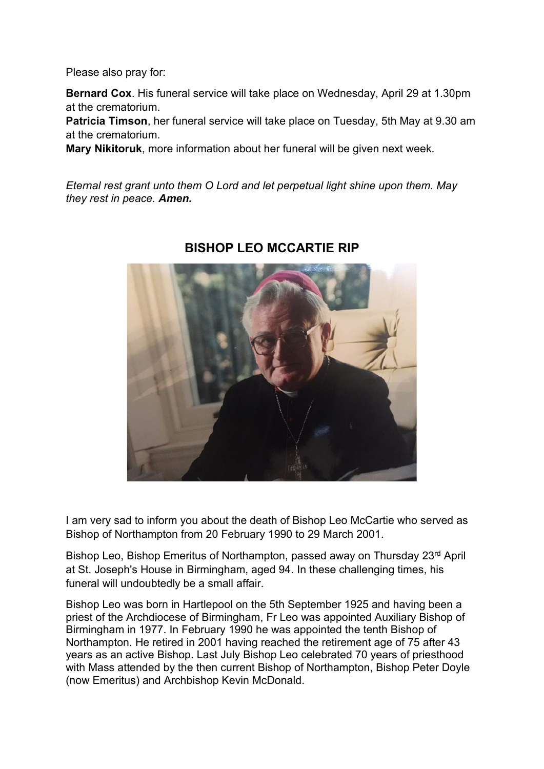Please also pray for:

**Bernard Cox**. His funeral service will take place on Wednesday, April 29 at 1.30pm at the crematorium.
**Patricia Timson**, her funeral service will take place on Tuesday, 5th May at 9.30 am at the crematorium.
**Mary Nikitoruk**, more information about her funeral will be given next week.

*Eternal rest grant unto them O Lord and let perpetual light shine upon them. May they rest in peace.* ***Amen.***

## BISHOP LEO MCCARTIE RIP

I am very sad to inform you about the death of Bishop Leo McCartie who served as Bishop of Northampton from 20 February 1990 to 29 March 2001.

Bishop Leo, Bishop Emeritus of Northampton, passed away on Thursday 23rd April at St. Joseph's House in Birmingham, aged 94. In these challenging times, his funeral will undoubtedly be a small affair.

Bishop Leo was born in Hartlepool on the 5th September 1925 and having been a priest of the Archdiocese of Birmingham, Fr Leo was appointed Auxiliary Bishop of Birmingham in 1977. In February 1990 he was appointed the tenth Bishop of Northampton. He retired in 2001 having reached the retirement age of 75 after 43 years as an active Bishop. Last July Bishop Leo celebrated 70 years of priesthood with Mass attended by the then current Bishop of Northampton, Bishop Peter Doyle (now Emeritus) and Archbishop Kevin McDonald.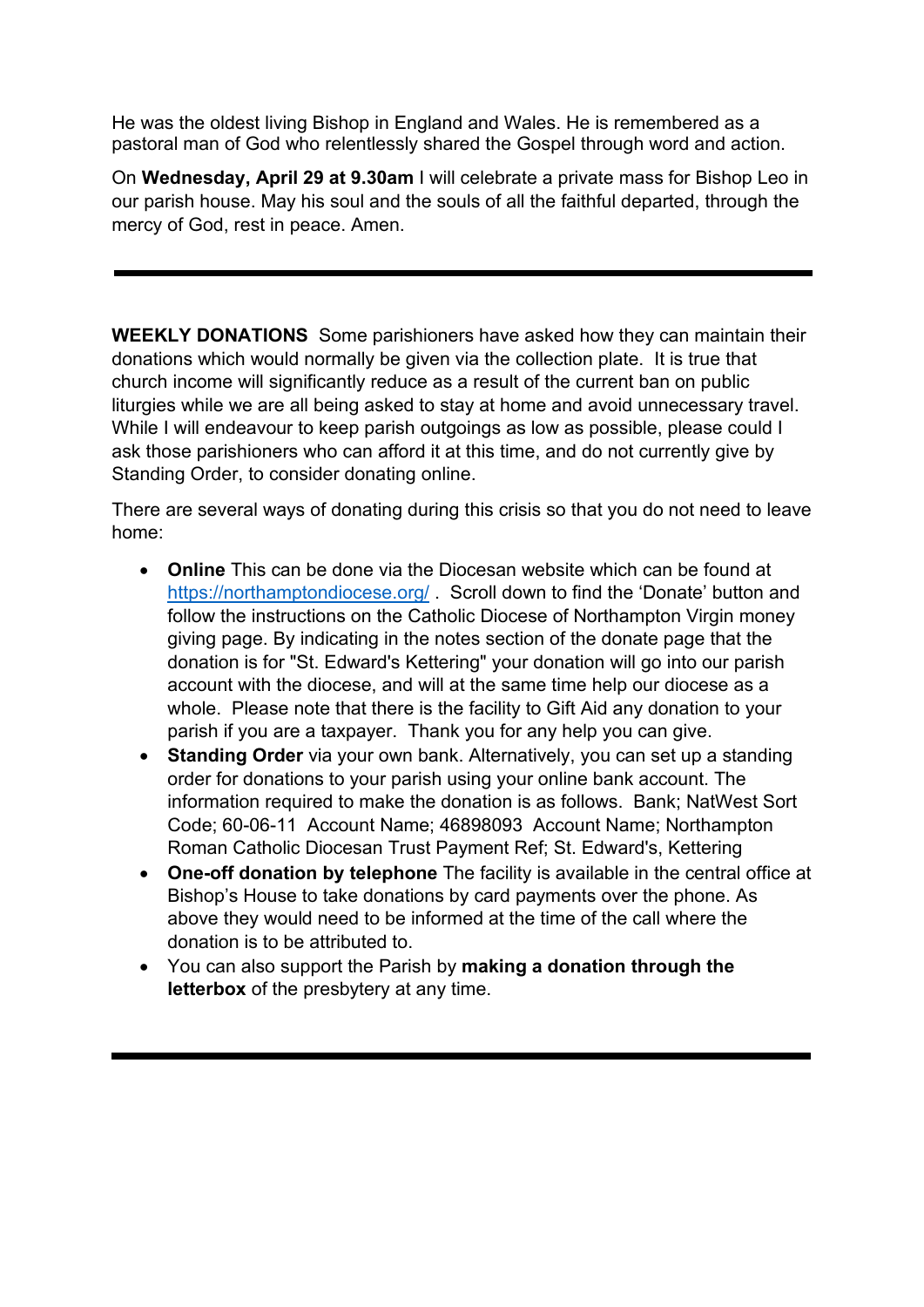He was the oldest living Bishop in England and Wales. He is remembered as a pastoral man of God who relentlessly shared the Gospel through word and action.

On **Wednesday, April 29 at 9.30am** I will celebrate a private mass for Bishop Leo in our parish house. May his soul and the souls of all the faithful departed, through the mercy of God, rest in peace. Amen.

---

**WEEKLY DONATIONS** Some parishioners have asked how they can maintain their donations which would normally be given via the collection plate. It is true that church income will significantly reduce as a result of the current ban on public liturgies while we are all being asked to stay at home and avoid unnecessary travel. While I will endeavour to keep parish outgoings as low as possible, please could I ask those parishioners who can afford it at this time, and do not currently give by Standing Order, to consider donating online.

There are several ways of donating during this crisis so that you do not need to leave home:

- **Online** This can be done via the Diocesan website which can be found at [https://northamptondiocese.org/](https://northamptondiocese.org/) . Scroll down to find the 'Donate' button and follow the instructions on the Catholic Diocese of Northampton Virgin money giving page. By indicating in the notes section of the donate page that the donation is for "St. Edward's Kettering" your donation will go into our parish account with the diocese, and will at the same time help our diocese as a whole. Please note that there is the facility to Gift Aid any donation to your parish if you are a taxpayer. Thank you for any help you can give.
- **Standing Order** via your own bank. Alternatively, you can set up a standing order for donations to your parish using your online bank account. The information required to make the donation is as follows. Bank; NatWest Sort Code; 60-06-11 Account Name; 46898093 Account Name; Northampton Roman Catholic Diocesan Trust Payment Ref; St. Edward's, Kettering
- **One-off donation by telephone** The facility is available in the central office at Bishop's House to take donations by card payments over the phone. As above they would need to be informed at the time of the call where the donation is to be attributed to.
- You can also support the Parish by **making a donation through the letterbox** of the presbytery at any time.

---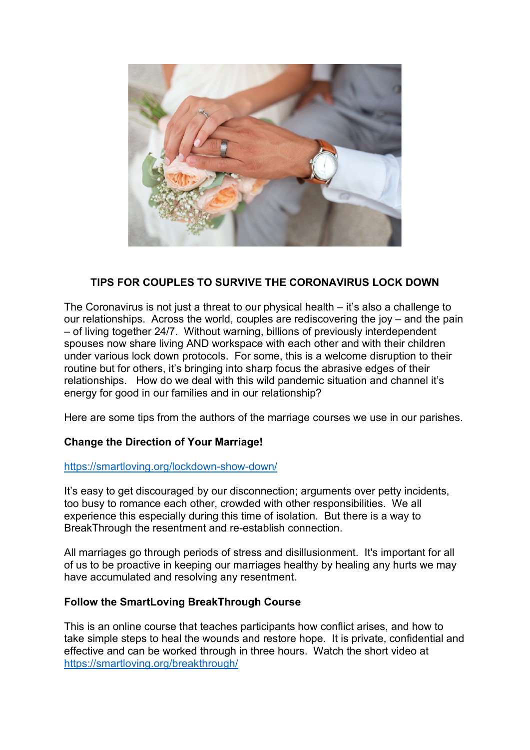**TIPS FOR COUPLES TO SURVIVE THE CORONAVIRUS LOCK DOWN**

The Coronavirus is not just a threat to our physical health – it's also a challenge to our relationships. Across the world, couples are rediscovering the joy – and the pain – of living together 24/7. Without warning, billions of previously interdependent spouses now share living AND workspace with each other and with their children under various lock down protocols. For some, this is a welcome disruption to their routine but for others, it's bringing into sharp focus the abrasive edges of their relationships. How do we deal with this wild pandemic situation and channel it's energy for good in our families and in our relationship?

Here are some tips from the authors of the marriage courses we use in our parishes.

**Change the Direction of Your Marriage!**

https://smartloving.org/lockdown-show-down/

It's easy to get discouraged by our disconnection; arguments over petty incidents, too busy to romance each other, crowded with other responsibilities. We all experience this especially during this time of isolation. But there is a way to BreakThrough the resentment and re-establish connection.

All marriages go through periods of stress and disillusionment. It's important for all of us to be proactive in keeping our marriages healthy by healing any hurts we may have accumulated and resolving any resentment.

**Follow the SmartLoving BreakThrough Course**

This is an online course that teaches participants how conflict arises, and how to take simple steps to heal the wounds and restore hope. It is private, confidential and effective and can be worked through in three hours. Watch the short video at https://smartloving.org/breakthrough/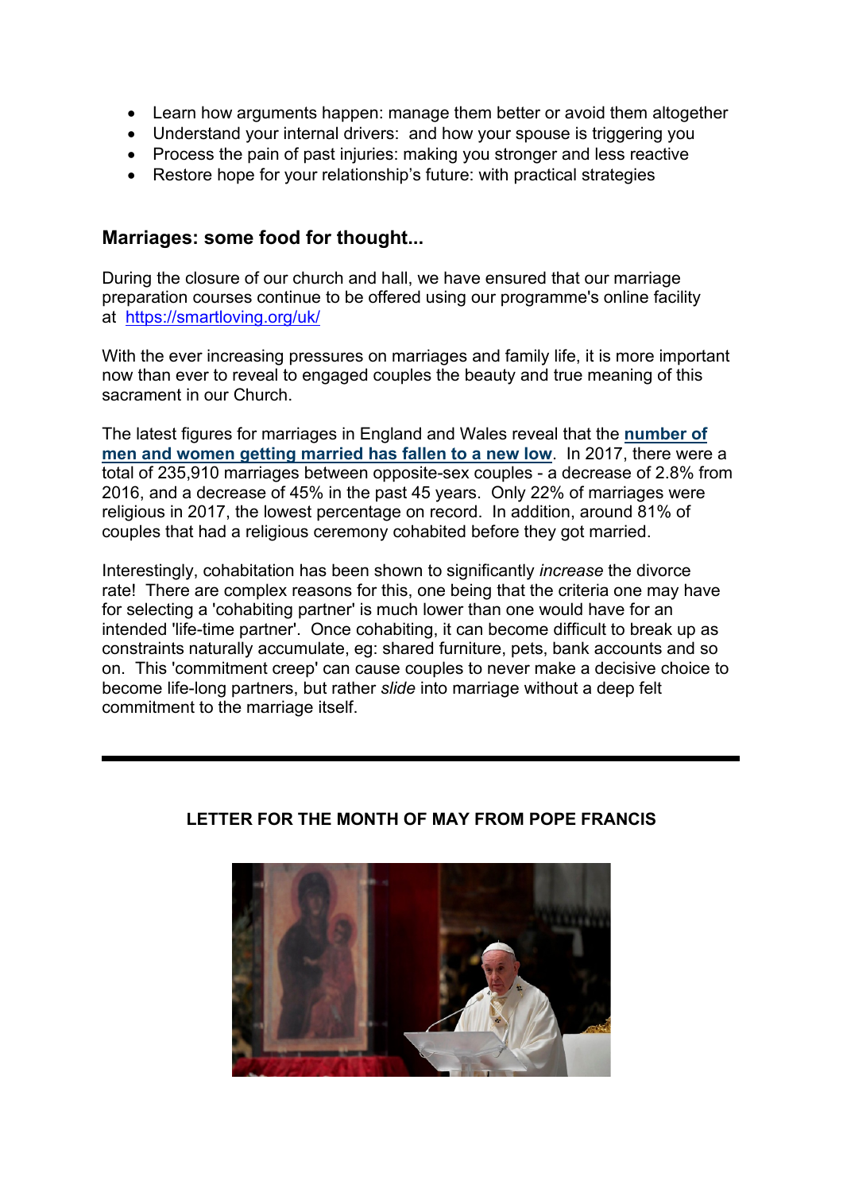- Learn how arguments happen: manage them better or avoid them altogether
- Understand your internal drivers: and how your spouse is triggering you
- Process the pain of past injuries: making you stronger and less reactive
- Restore hope for your relationship's future: with practical strategies

## Marriages: some food for thought...

During the closure of our church and hall, we have ensured that our marriage preparation courses continue to be offered using our programme's online facility at https://smartloving.org/uk/

With the ever increasing pressures on marriages and family life, it is more important now than ever to reveal to engaged couples the beauty and true meaning of this sacrament in our Church.

The latest figures for marriages in England and Wales reveal that the **number of men and women getting married has fallen to a new low**. In 2017, there were a total of 235,910 marriages between opposite-sex couples - a decrease of 2.8% from 2016, and a decrease of 45% in the past 45 years. Only 22% of marriages were religious in 2017, the lowest percentage on record. In addition, around 81% of couples that had a religious ceremony cohabited before they got married.

Interestingly, cohabitation has been shown to significantly *increase* the divorce rate! There are complex reasons for this, one being that the criteria one may have for selecting a 'cohabiting partner' is much lower than one would have for an intended 'life-time partner'. Once cohabiting, it can become difficult to break up as constraints naturally accumulate, eg: shared furniture, pets, bank accounts and so on. This 'commitment creep' can cause couples to never make a decisive choice to become life-long partners, but rather *slide* into marriage without a deep felt commitment to the marriage itself.

---

**LETTER FOR THE MONTH OF MAY FROM POPE FRANCIS**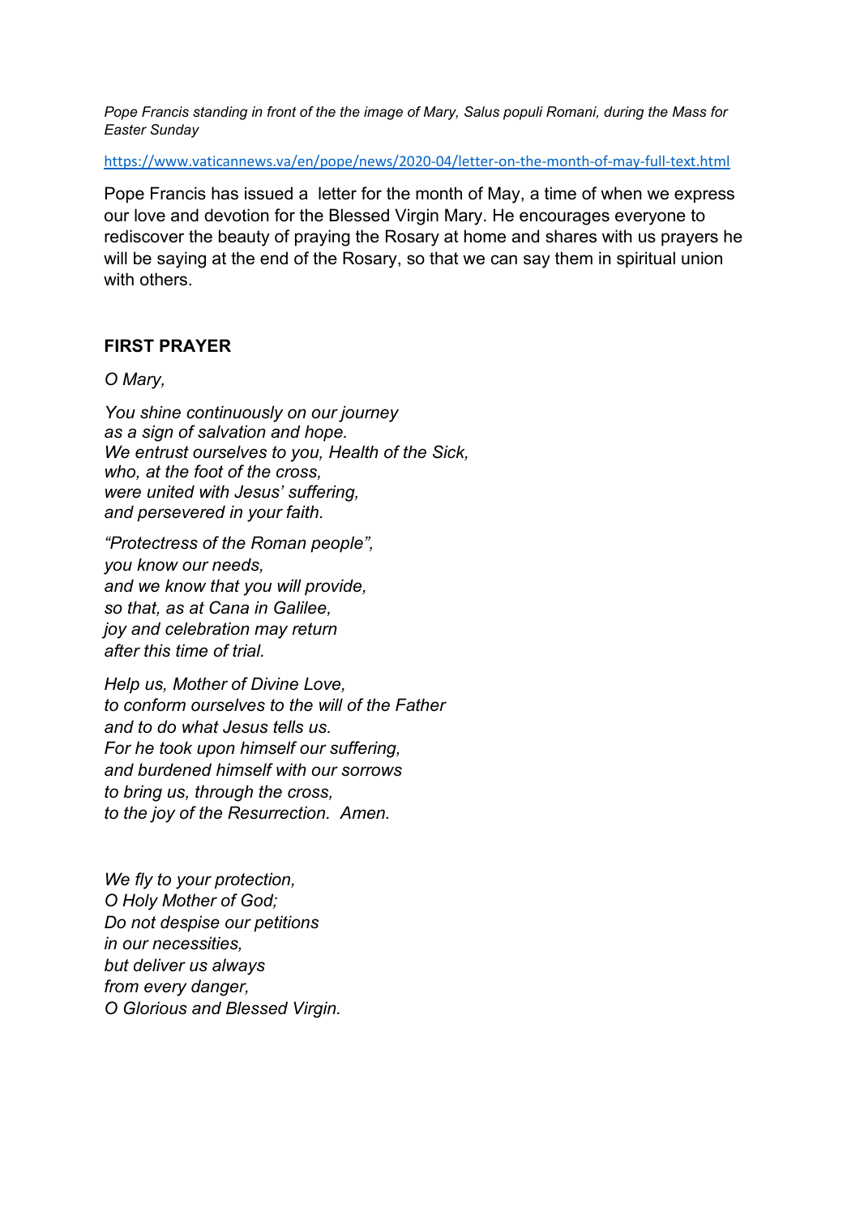*Pope Francis standing in front of the the image of Mary, Salus populi Romani, during the Mass for Easter Sunday*

https://www.vaticannews.va/en/pope/news/2020-04/letter-on-the-month-of-may-full-text.html

Pope Francis has issued a letter for the month of May, a time of when we express our love and devotion for the Blessed Virgin Mary. He encourages everyone to rediscover the beauty of praying the Rosary at home and shares with us prayers he will be saying at the end of the Rosary, so that we can say them in spiritual union with others.

## FIRST PRAYER

*O Mary,*

*You shine continuously on our journey*
*as a sign of salvation and hope.*
*We entrust ourselves to you, Health of the Sick,*
*who, at the foot of the cross,*
*were united with Jesus' suffering,*
*and persevered in your faith.*

*"Protectress of the Roman people",*
*you know our needs,*
*and we know that you will provide,*
*so that, as at Cana in Galilee,*
*joy and celebration may return*
*after this time of trial.*

*Help us, Mother of Divine Love,*
*to conform ourselves to the will of the Father*
*and to do what Jesus tells us.*
*For he took upon himself our suffering,*
*and burdened himself with our sorrows*
*to bring us, through the cross,*
*to the joy of the Resurrection. Amen.*

*We fly to your protection,*
*O Holy Mother of God;*
*Do not despise our petitions*
*in our necessities,*
*but deliver us always*
*from every danger,*
*O Glorious and Blessed Virgin.*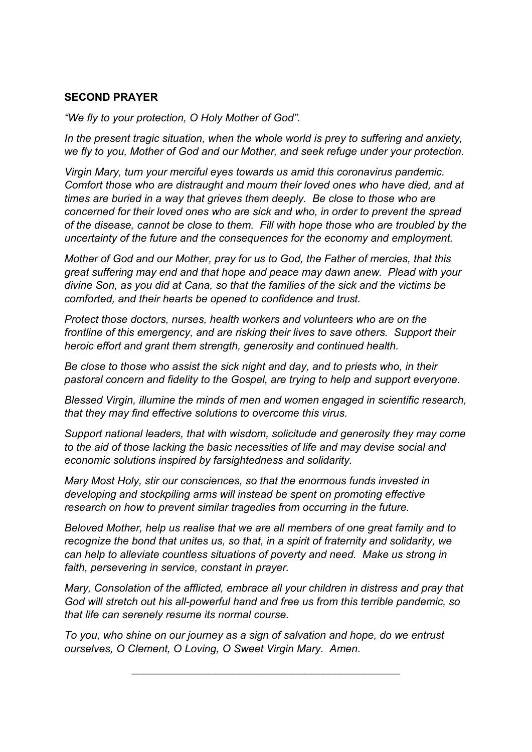## SECOND PRAYER

*"We fly to your protection, O Holy Mother of God".*

*In the present tragic situation, when the whole world is prey to suffering and anxiety, we fly to you, Mother of God and our Mother, and seek refuge under your protection.*

*Virgin Mary, turn your merciful eyes towards us amid this coronavirus pandemic. Comfort those who are distraught and mourn their loved ones who have died, and at times are buried in a way that grieves them deeply. Be close to those who are concerned for their loved ones who are sick and who, in order to prevent the spread of the disease, cannot be close to them. Fill with hope those who are troubled by the uncertainty of the future and the consequences for the economy and employment.*

*Mother of God and our Mother, pray for us to God, the Father of mercies, that this great suffering may end and that hope and peace may dawn anew. Plead with your divine Son, as you did at Cana, so that the families of the sick and the victims be comforted, and their hearts be opened to confidence and trust.*

*Protect those doctors, nurses, health workers and volunteers who are on the frontline of this emergency, and are risking their lives to save others. Support their heroic effort and grant them strength, generosity and continued health.*

*Be close to those who assist the sick night and day, and to priests who, in their pastoral concern and fidelity to the Gospel, are trying to help and support everyone.*

*Blessed Virgin, illumine the minds of men and women engaged in scientific research, that they may find effective solutions to overcome this virus.*

*Support national leaders, that with wisdom, solicitude and generosity they may come to the aid of those lacking the basic necessities of life and may devise social and economic solutions inspired by farsightedness and solidarity.*

*Mary Most Holy, stir our consciences, so that the enormous funds invested in developing and stockpiling arms will instead be spent on promoting effective research on how to prevent similar tragedies from occurring in the future.*

*Beloved Mother, help us realise that we are all members of one great family and to recognize the bond that unites us, so that, in a spirit of fraternity and solidarity, we can help to alleviate countless situations of poverty and need. Make us strong in faith, persevering in service, constant in prayer.*

*Mary, Consolation of the afflicted, embrace all your children in distress and pray that God will stretch out his all-powerful hand and free us from this terrible pandemic, so that life can serenely resume its normal course.*

*To you, who shine on our journey as a sign of salvation and hope, do we entrust ourselves, O Clement, O Loving, O Sweet Virgin Mary. Amen.*

---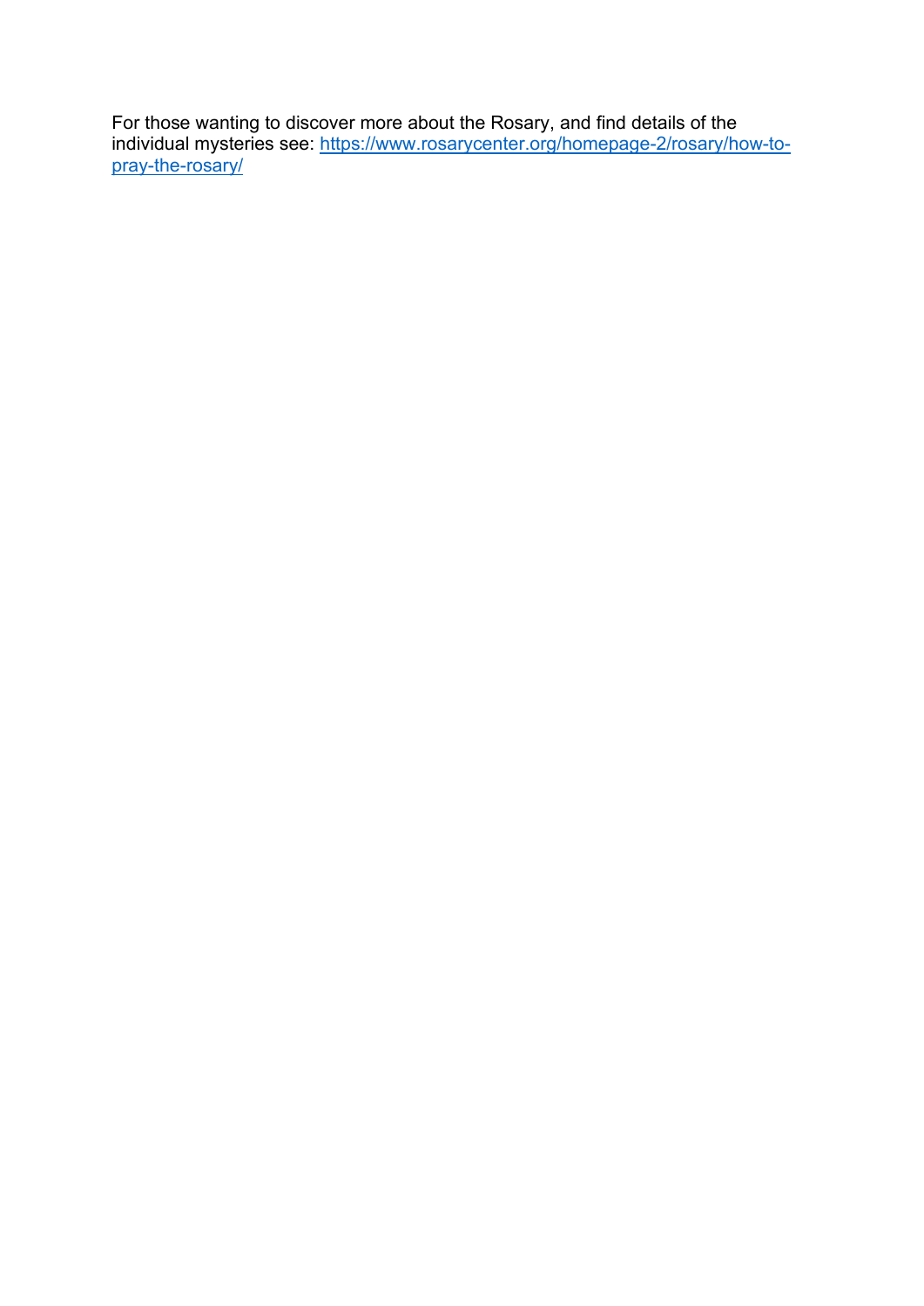For those wanting to discover more about the Rosary, and find details of the individual mysteries see: [https://www.rosarycenter.org/homepage-2/rosary/how-to-pray-the-rosary/](https://www.rosarycenter.org/homepage-2/rosary/how-to-pray-the-rosary/)